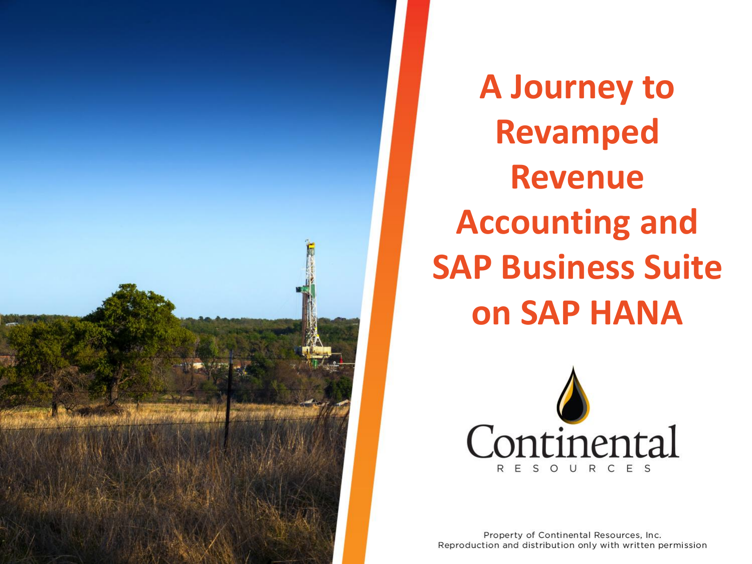# A Journey to Revamped Revenue Accounting and SAP Business Suite on SAP HANA

Continental

RESOURCES

Property of Continental Resources, Inc.
Reproduction and distribution only with written permission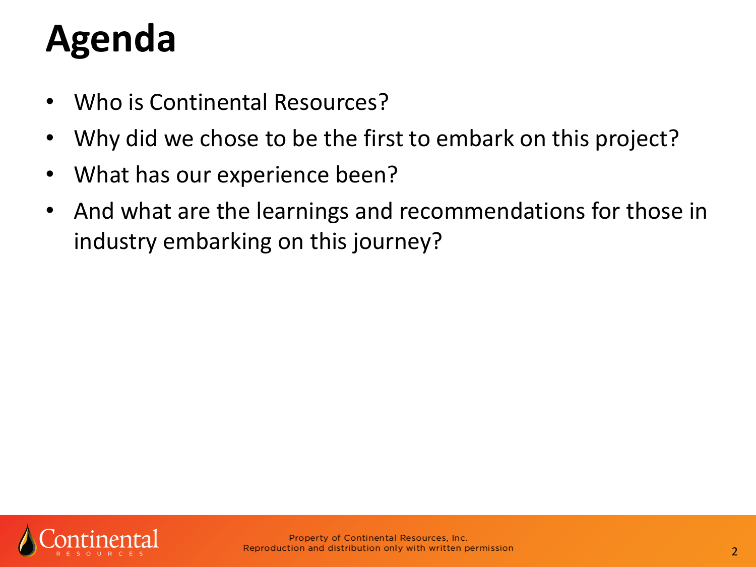# Agenda

- Who is Continental Resources?
- Why did we chose to be the first to embark on this project?
- What has our experience been?
- And what are the learnings and recommendations for those in industry embarking on this journey?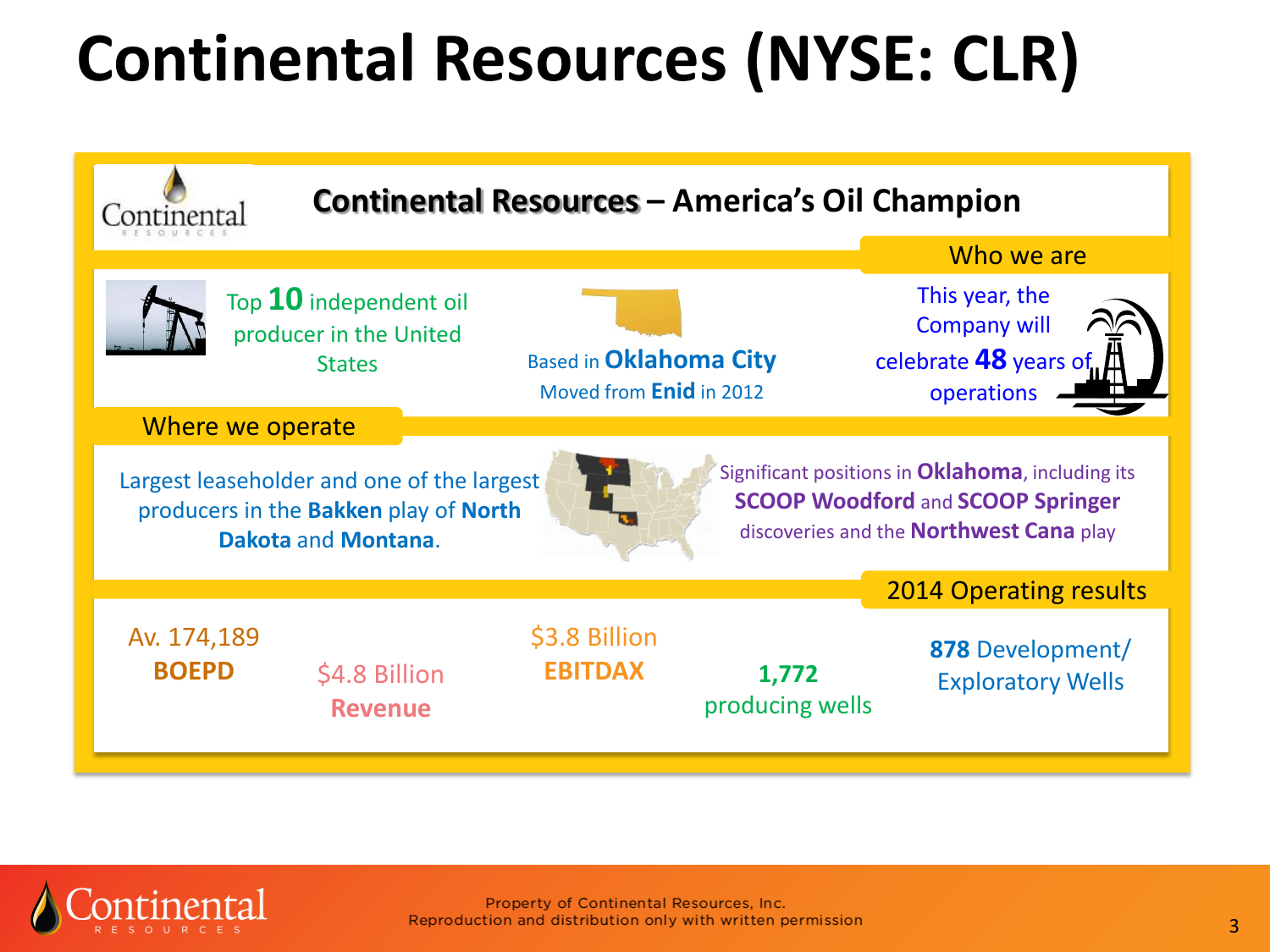# Continental Resources (NYSE: CLR)

## Continental Resources – America's Oil Champion

### Who we are

Top **10** independent oil producer in the United States

Based in **Oklahoma City**
Moved from **Enid** in 2012

This year, the Company will celebrate **48** years of operations

### Where we operate

Largest leaseholder and one of the largest producers in the **Bakken** play of **North Dakota** and **Montana**.

Significant positions in **Oklahoma**, including its **SCOOP Woodford** and **SCOOP Springer** discoveries and the **Northwest Cana** play

### 2014 Operating results

Av. 174,189 **BOEPD**

$4.8 Billion **Revenue**

$3.8 Billion **EBITDAX**

**1,772** producing wells

**878** Development/ Exploratory Wells

Property of Continental Resources, Inc.
Reproduction and distribution only with written permission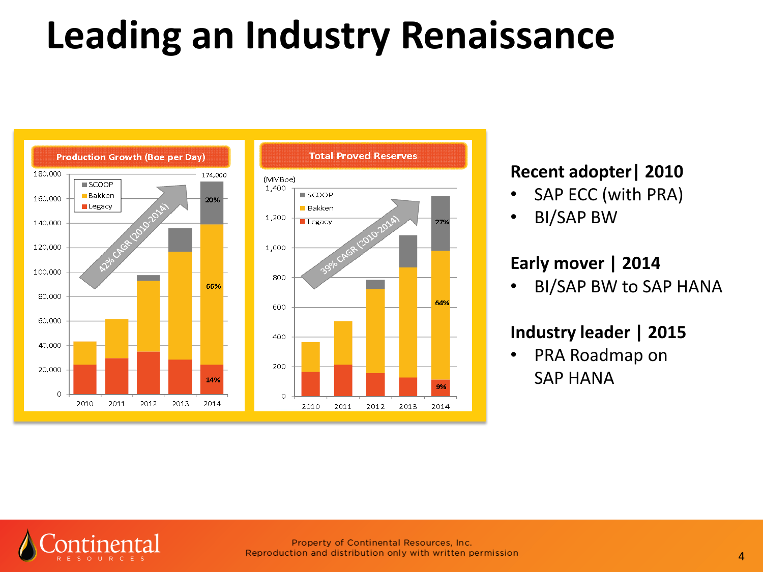# Leading an Industry Renaissance

**Production Growth (Boe per Day)**

- SCOOP
- Bakken
- Legacy

42% CAGR (2010-2014)

174,000

2014: SCOOP 20%, Bakken 66%, Legacy 14%

**Total Proved Reserves**

(MMBoe)

- SCOOP
- Bakken
- Legacy

39% CAGR (2010-2014)

2014: SCOOP 27%, Bakken 64%, Legacy 9%

**Recent adopter| 2010**

- SAP ECC (with PRA)
- BI/SAP BW

**Early mover | 2014**

- BI/SAP BW to SAP HANA

**Industry leader | 2015**

- PRA Roadmap on SAP HANA

Property of Continental Resources, Inc.
Reproduction and distribution only with written permission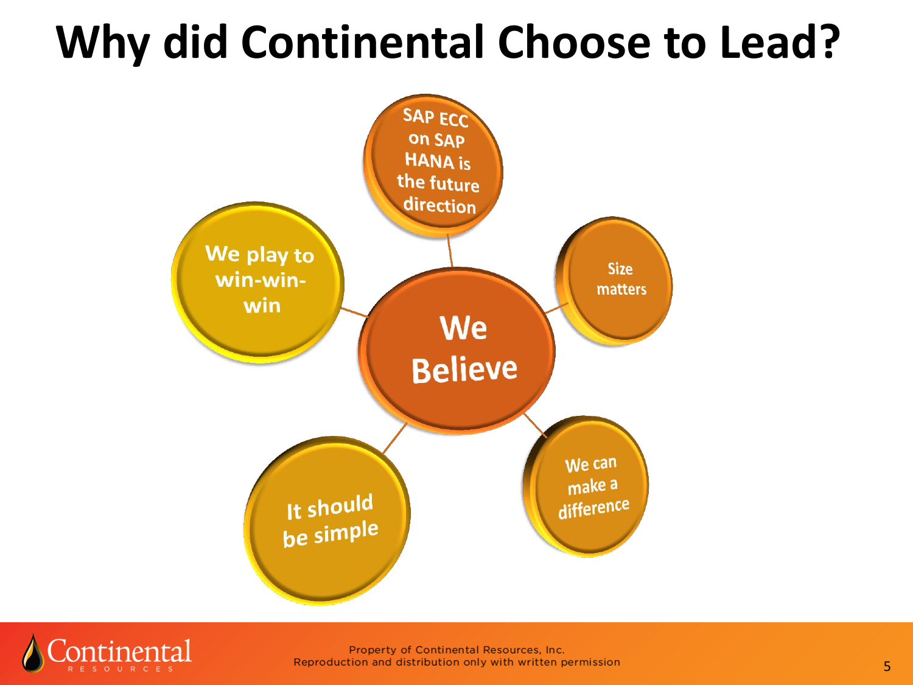# Why did Continental Choose to Lead?

We Believe

SAP ECC on SAP HANA is the future direction

Size matters

We can make a difference

It should be simple

We play to win-win-win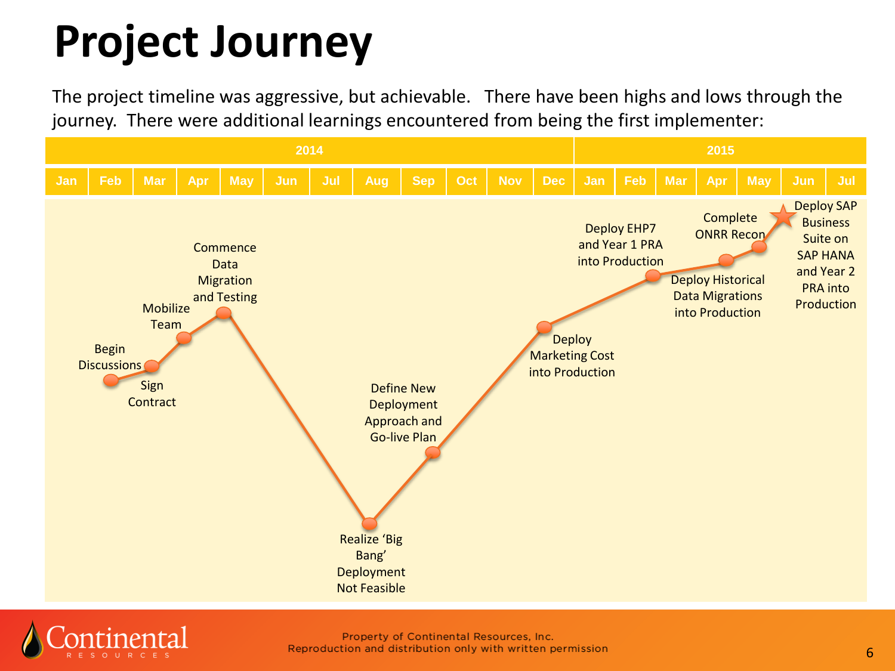# Project Journey

The project timeline was aggressive, but achievable. There have been highs and lows through the journey. There were additional learnings encountered from being the first implementer:

2014

2015

Jan Feb Mar Apr May Jun Jul Aug Sep Oct Nov Dec Jan Feb Mar Apr May Jun Jul

Begin Discussions

Sign Contract

Mobilize Team

Commence Data Migration and Testing

Realize 'Big Bang' Deployment Not Feasible

Define New Deployment Approach and Go-live Plan

Deploy Marketing Cost into Production

Deploy EHP7 and Year 1 PRA into Production

Deploy Historical Data Migrations into Production

Complete ONRR Recon

Deploy SAP Business Suite on SAP HANA and Year 2 PRA into Production

Property of Continental Resources, Inc.
Reproduction and distribution only with written permission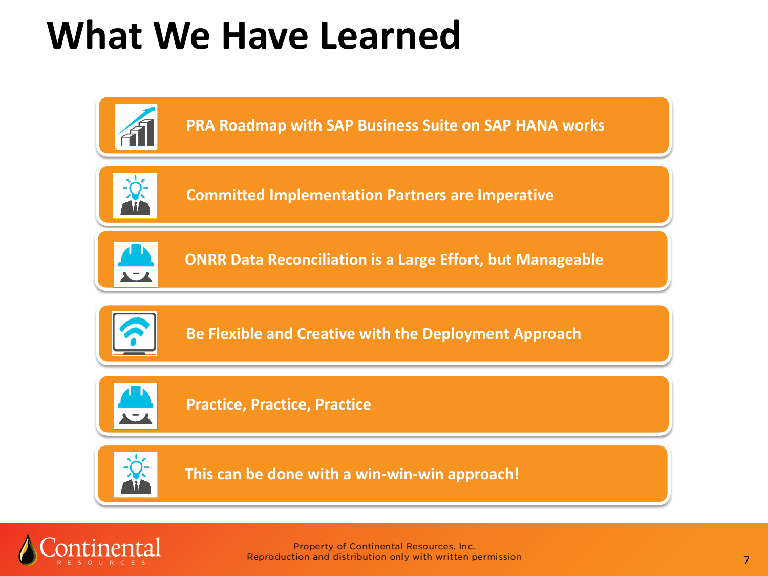# What We Have Learned

- PRA Roadmap with SAP Business Suite on SAP HANA works
- Committed Implementation Partners are Imperative
- ONRR Data Reconciliation is a Large Effort, but Manageable
- Be Flexible and Creative with the Deployment Approach
- Practice, Practice, Practice
- This can be done with a win-win-win approach!

Property of Continental Resources, Inc.
Reproduction and distribution only with written permission